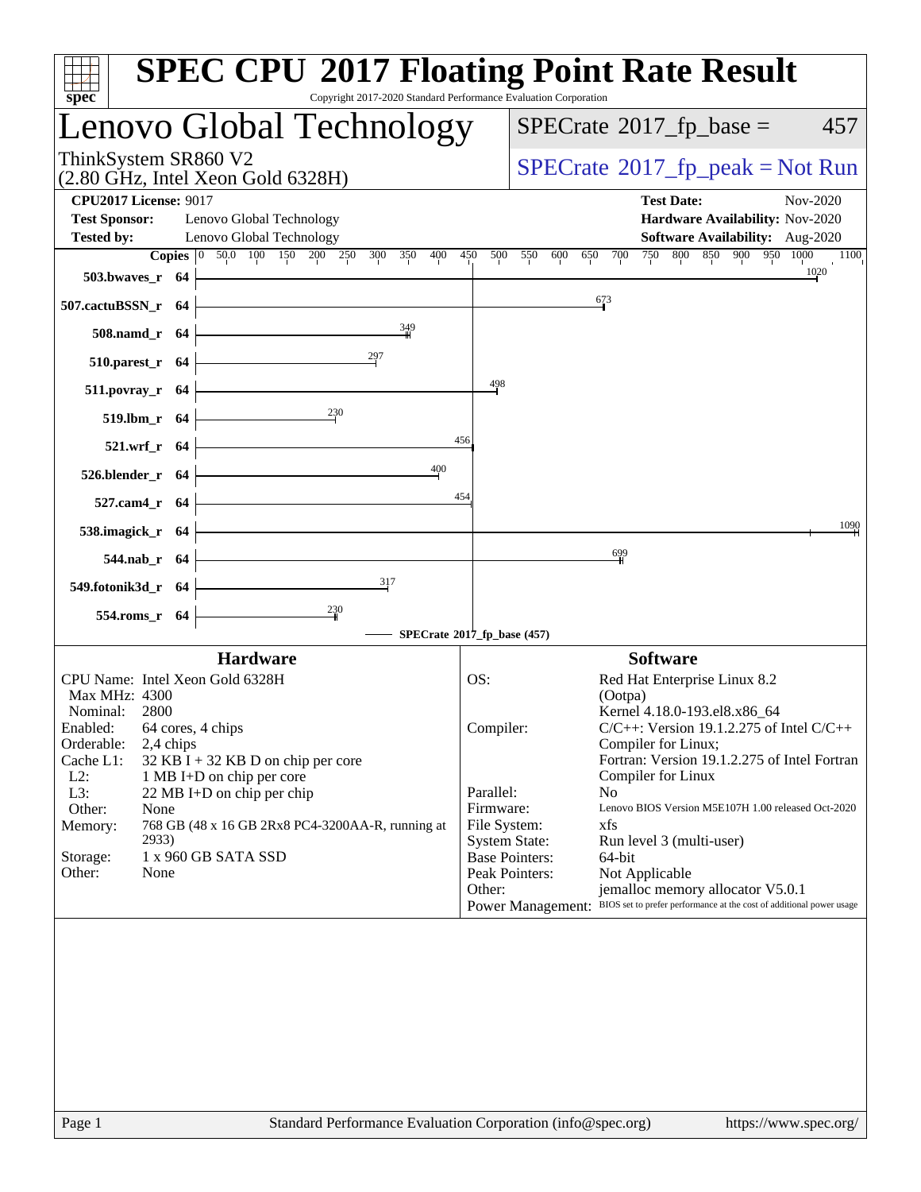# SPEC CPU 2017 Floating Point Rate Result

Copyright 2017-2020 Standard Performance Evaluation Corporation

## Lenovo Global Technology

ThinkSystem SR860 V2
(2.80 GHz, Intel Xeon Gold 6328H)

SPECrate 2017_fp_base = 457

SPECrate 2017_fp_peak = Not Run

**CPU2017 License:** 9017
**Test Sponsor:** Lenovo Global Technology
**Tested by:** Lenovo Global Technology

**Test Date:** Nov-2020
**Hardware Availability:** Nov-2020
**Software Availability:** Aug-2020

| Benchmark | Copies | SPECrate 2017_fp_base |
|---|---|---|
| 503.bwaves_r | 64 | 1020 |
| 507.cactuBSSN_r | 64 | 673 |
| 508.namd_r | 64 | 349 |
| 510.parest_r | 64 | 297 |
| 511.povray_r | 64 | 498 |
| 519.lbm_r | 64 | 230 |
| 521.wrf_r | 64 | 456 |
| 526.blender_r | 64 | 400 |
| 527.cam4_r | 64 | 454 |
| 538.imagick_r | 64 | 1090 |
| 544.nab_r | 64 | 699 |
| 549.fotonik3d_r | 64 | 317 |
| 554.roms_r | 64 | 230 |

SPECrate 2017_fp_base (457)

### Hardware

| | |
|---|---|
| CPU Name: | Intel Xeon Gold 6328H |
| Max MHz: | 4300 |
| Nominal: | 2800 |
| Enabled: | 64 cores, 4 chips |
| Orderable: | 2,4 chips |
| Cache L1: | 32 KB I + 32 KB D on chip per core |
| L2: | 1 MB I+D on chip per core |
| L3: | 22 MB I+D on chip per chip |
| Other: | None |
| Memory: | 768 GB (48 x 16 GB 2Rx8 PC4-3200AA-R, running at 2933) |
| Storage: | 1 x 960 GB SATA SSD |
| Other: | None |

### Software

| | |
|---|---|
| OS: | Red Hat Enterprise Linux 8.2 (Ootpa) Kernel 4.18.0-193.el8.x86_64 |
| Compiler: | C/C++: Version 19.1.2.275 of Intel C/C++ Compiler for Linux; Fortran: Version 19.1.2.275 of Intel Fortran Compiler for Linux |
| Parallel: | No |
| Firmware: | Lenovo BIOS Version M5E107H 1.00 released Oct-2020 |
| File System: | xfs |
| System State: | Run level 3 (multi-user) |
| Base Pointers: | 64-bit |
| Peak Pointers: | Not Applicable |
| Other: | jemalloc memory allocator V5.0.1 |
| Power Management: | BIOS set to prefer performance at the cost of additional power usage |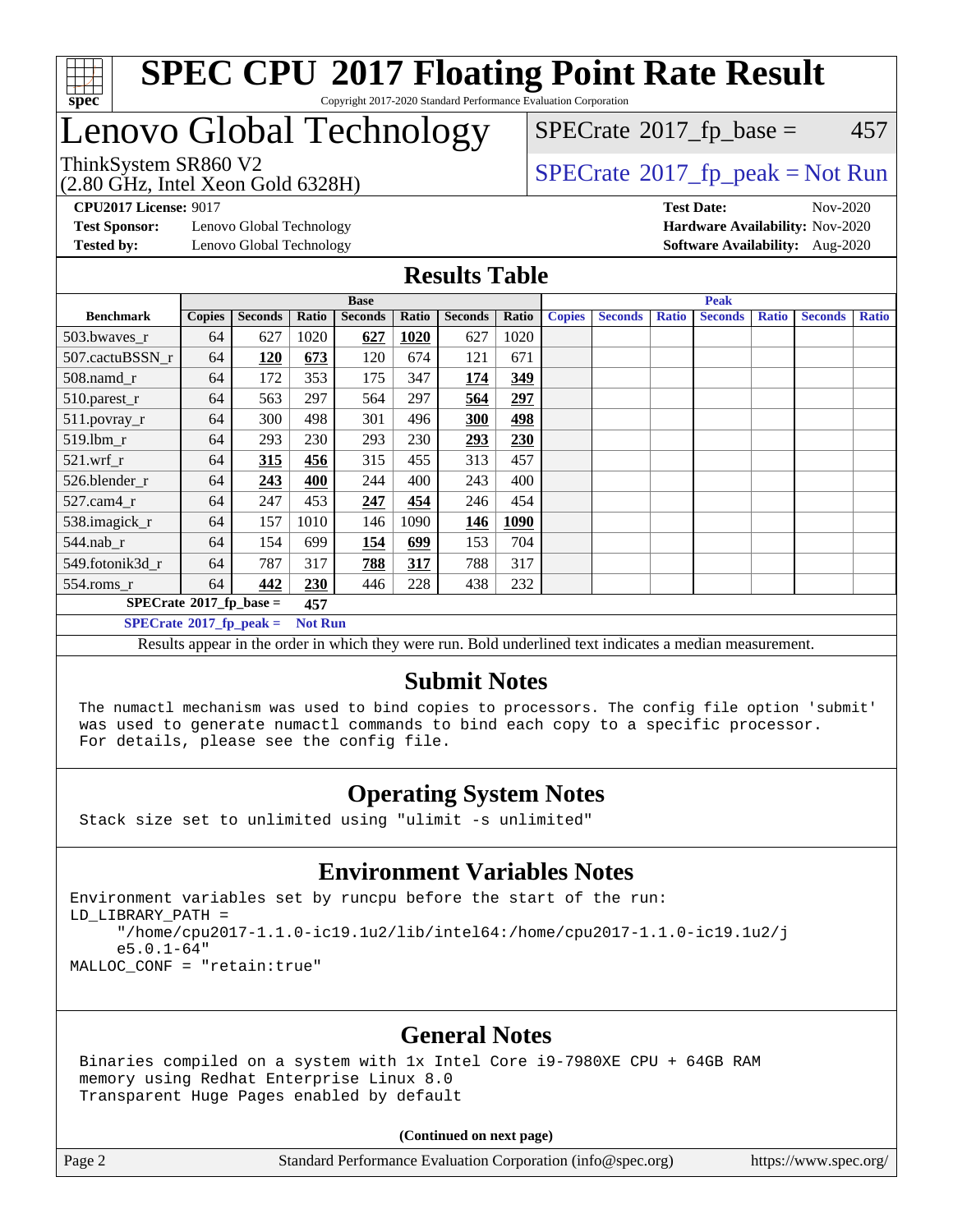# SPEC CPU 2017 Floating Point Rate Result

Copyright 2017-2020 Standard Performance Evaluation Corporation

## Lenovo Global Technology

ThinkSystem SR860 V2
(2.80 GHz, Intel Xeon Gold 6328H)

SPECrate 2017_fp_base = 457

SPECrate 2017_fp_peak = Not Run

**CPU2017 License:** 9017
**Test Sponsor:** Lenovo Global Technology
**Tested by:** Lenovo Global Technology

**Test Date:** Nov-2020
**Hardware Availability:** Nov-2020
**Software Availability:** Aug-2020

## Results Table

| | Base | | | | | | | Peak | | | | | | |
|---|---|---|---|---|---|---|---|---|---|---|---|---|---|---|
| **Benchmark** | **Copies** | **Seconds** | **Ratio** | **Seconds** | **Ratio** | **Seconds** | **Ratio** | **Copies** | **Seconds** | **Ratio** | **Seconds** | **Ratio** | **Seconds** | **Ratio** |
| 503.bwaves_r | 64 | 627 | 1020 | **627** | **1020** | 627 | 1020 | | | | | | | |
| 507.cactuBSSN_r | 64 | **120** | **673** | 120 | 674 | 121 | 671 | | | | | | | |
| 508.namd_r | 64 | 172 | 353 | 175 | 347 | **174** | **349** | | | | | | | |
| 510.parest_r | 64 | 563 | 297 | 564 | 297 | **564** | **297** | | | | | | | |
| 511.povray_r | 64 | 300 | 498 | 301 | 496 | **300** | **498** | | | | | | | |
| 519.lbm_r | 64 | 293 | 230 | 293 | 230 | **293** | **230** | | | | | | | |
| 521.wrf_r | 64 | **315** | **456** | 315 | 455 | 313 | 457 | | | | | | | |
| 526.blender_r | 64 | **243** | **400** | 244 | 400 | 243 | 400 | | | | | | | |
| 527.cam4_r | 64 | 247 | 453 | **247** | **454** | 246 | 454 | | | | | | | |
| 538.imagick_r | 64 | 157 | 1010 | 146 | 1090 | **146** | **1090** | | | | | | | |
| 544.nab_r | 64 | 154 | 699 | **154** | **699** | 153 | 704 | | | | | | | |
| 549.fotonik3d_r | 64 | 787 | 317 | **788** | **317** | 788 | 317 | | | | | | | |
| 554.roms_r | 64 | **442** | **230** | 446 | 228 | 438 | 232 | | | | | | | |

**SPECrate 2017_fp_base = 457**

**SPECrate 2017_fp_peak = Not Run**

Results appear in the order in which they were run. Bold underlined text indicates a median measurement.

## Submit Notes

```
The numactl mechanism was used to bind copies to processors. The config file option 'submit'
was used to generate numactl commands to bind each copy to a specific processor.
For details, please see the config file.
```

## Operating System Notes

```
Stack size set to unlimited using "ulimit -s unlimited"
```

## Environment Variables Notes

```
Environment variables set by runcpu before the start of the run:
LD_LIBRARY_PATH =
     "/home/cpu2017-1.1.0-ic19.1u2/lib/intel64:/home/cpu2017-1.1.0-ic19.1u2/j
     e5.0.1-64"
MALLOC_CONF = "retain:true"
```

## General Notes

```
Binaries compiled on a system with 1x Intel Core i9-7980XE CPU + 64GB RAM
memory using Redhat Enterprise Linux 8.0
Transparent Huge Pages enabled by default
```

**(Continued on next page)**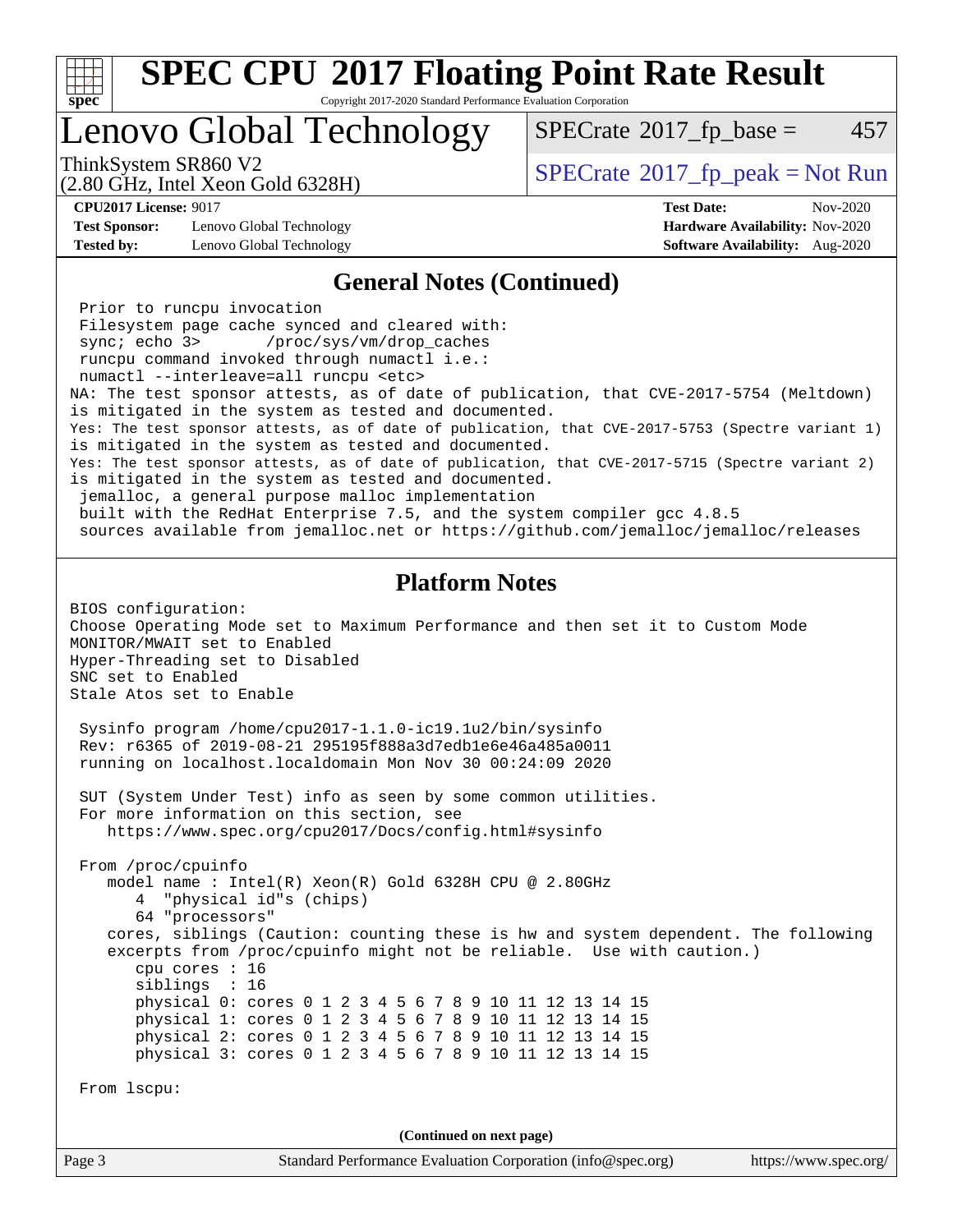# SPEC CPU 2017 Floating Point Rate Result

Copyright 2017-2020 Standard Performance Evaluation Corporation

## Lenovo Global Technology

ThinkSystem SR860 V2
(2.80 GHz, Intel Xeon Gold 6328H)

SPECrate 2017_fp_base = 457

SPECrate 2017_fp_peak = Not Run

**CPU2017 License:** 9017
**Test Sponsor:** Lenovo Global Technology
**Tested by:** Lenovo Global Technology

**Test Date:** Nov-2020
**Hardware Availability:** Nov-2020
**Software Availability:** Aug-2020

### General Notes (Continued)

```
 Prior to runcpu invocation
 Filesystem page cache synced and cleared with:
 sync; echo 3>       /proc/sys/vm/drop_caches
 runcpu command invoked through numactl i.e.:
 numactl --interleave=all runcpu <etc>
NA: The test sponsor attests, as of date of publication, that CVE-2017-5754 (Meltdown)
is mitigated in the system as tested and documented.
Yes: The test sponsor attests, as of date of publication, that CVE-2017-5753 (Spectre variant 1)
is mitigated in the system as tested and documented.
Yes: The test sponsor attests, as of date of publication, that CVE-2017-5715 (Spectre variant 2)
is mitigated in the system as tested and documented.
 jemalloc, a general purpose malloc implementation
 built with the RedHat Enterprise 7.5, and the system compiler gcc 4.8.5
 sources available from jemalloc.net or https://github.com/jemalloc/jemalloc/releases
```

### Platform Notes

```
BIOS configuration:
Choose Operating Mode set to Maximum Performance and then set it to Custom Mode
MONITOR/MWAIT set to Enabled
Hyper-Threading set to Disabled
SNC set to Enabled
Stale Atos set to Enable

 Sysinfo program /home/cpu2017-1.1.0-ic19.1u2/bin/sysinfo
 Rev: r6365 of 2019-08-21 295195f888a3d7edb1e6e46a485a0011
 running on localhost.localdomain Mon Nov 30 00:24:09 2020

 SUT (System Under Test) info as seen by some common utilities.
 For more information on this section, see
    https://www.spec.org/cpu2017/Docs/config.html#sysinfo

 From /proc/cpuinfo
    model name : Intel(R) Xeon(R) Gold 6328H CPU @ 2.80GHz
       4  "physical id"s (chips)
       64 "processors"
    cores, siblings (Caution: counting these is hw and system dependent. The following
    excerpts from /proc/cpuinfo might not be reliable.  Use with caution.)
       cpu cores : 16
       siblings  : 16
       physical 0: cores 0 1 2 3 4 5 6 7 8 9 10 11 12 13 14 15
       physical 1: cores 0 1 2 3 4 5 6 7 8 9 10 11 12 13 14 15
       physical 2: cores 0 1 2 3 4 5 6 7 8 9 10 11 12 13 14 15
       physical 3: cores 0 1 2 3 4 5 6 7 8 9 10 11 12 13 14 15

 From lscpu:
```

(Continued on next page)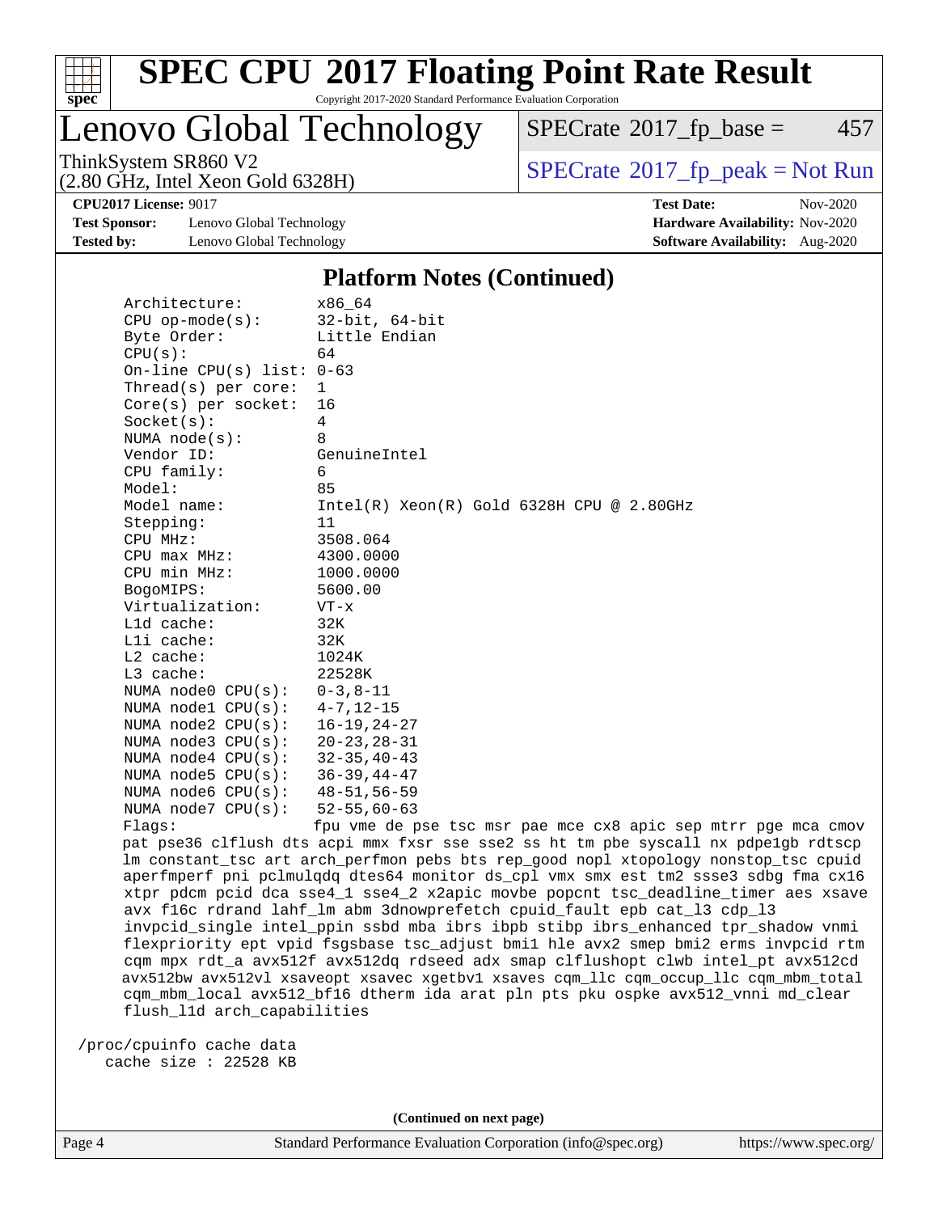# SPEC CPU 2017 Floating Point Rate Result

Copyright 2017-2020 Standard Performance Evaluation Corporation

## Lenovo Global Technology

ThinkSystem SR860 V2
(2.80 GHz, Intel Xeon Gold 6328H)

SPECrate 2017_fp_base = 457

SPECrate 2017_fp_peak = Not Run

**CPU2017 License:** 9017
**Test Sponsor:** Lenovo Global Technology
**Tested by:** Lenovo Global Technology

**Test Date:** Nov-2020
**Hardware Availability:** Nov-2020
**Software Availability:** Aug-2020

### Platform Notes (Continued)

```
    Architecture:          x86_64
    CPU op-mode(s):        32-bit, 64-bit
    Byte Order:            Little Endian
    CPU(s):                64
    On-line CPU(s) list:   0-63
    Thread(s) per core:    1
    Core(s) per socket:    16
    Socket(s):             4
    NUMA node(s):          8
    Vendor ID:             GenuineIntel
    CPU family:            6
    Model:                 85
    Model name:            Intel(R) Xeon(R) Gold 6328H CPU @ 2.80GHz
    Stepping:              11
    CPU MHz:               3508.064
    CPU max MHz:           4300.0000
    CPU min MHz:           1000.0000
    BogoMIPS:              5600.00
    Virtualization:        VT-x
    L1d cache:             32K
    L1i cache:             32K
    L2 cache:              1024K
    L3 cache:              22528K
    NUMA node0 CPU(s):     0-3,8-11
    NUMA node1 CPU(s):     4-7,12-15
    NUMA node2 CPU(s):     16-19,24-27
    NUMA node3 CPU(s):     20-23,28-31
    NUMA node4 CPU(s):     32-35,40-43
    NUMA node5 CPU(s):     36-39,44-47
    NUMA node6 CPU(s):     48-51,56-59
    NUMA node7 CPU(s):     52-55,60-63
    Flags:                 fpu vme de pse tsc msr pae mce cx8 apic sep mtrr pge mca cmov
    pat pse36 clflush dts acpi mmx fxsr sse sse2 ss ht tm pbe syscall nx pdpe1gb rdtscp
    lm constant_tsc art arch_perfmon pebs bts rep_good nopl xtopology nonstop_tsc cpuid
    aperfmperf pni pclmulqdq dtes64 monitor ds_cpl vmx smx est tm2 ssse3 sdbg fma cx16
    xtpr pdcm pcid dca sse4_1 sse4_2 x2apic movbe popcnt tsc_deadline_timer aes xsave
    avx f16c rdrand lahf_lm abm 3dnowprefetch cpuid_fault epb cat_l3 cdp_l3
    invpcid_single intel_ppin ssbd mba ibrs ibpb stibp ibrs_enhanced tpr_shadow vnmi
    flexpriority ept vpid fsgsbase tsc_adjust bmi1 hle avx2 smep bmi2 erms invpcid rtm
    cqm mpx rdt_a avx512f avx512dq rdseed adx smap clflushopt clwb intel_pt avx512cd
    avx512bw avx512vl xsaveopt xsavec xgetbv1 xsaves cqm_llc cqm_occup_llc cqm_mbm_total
    cqm_mbm_local avx512_bf16 dtherm ida arat pln pts pku ospke avx512_vnni md_clear
    flush_l1d arch_capabilities

 /proc/cpuinfo cache data
    cache size : 22528 KB
```

**(Continued on next page)**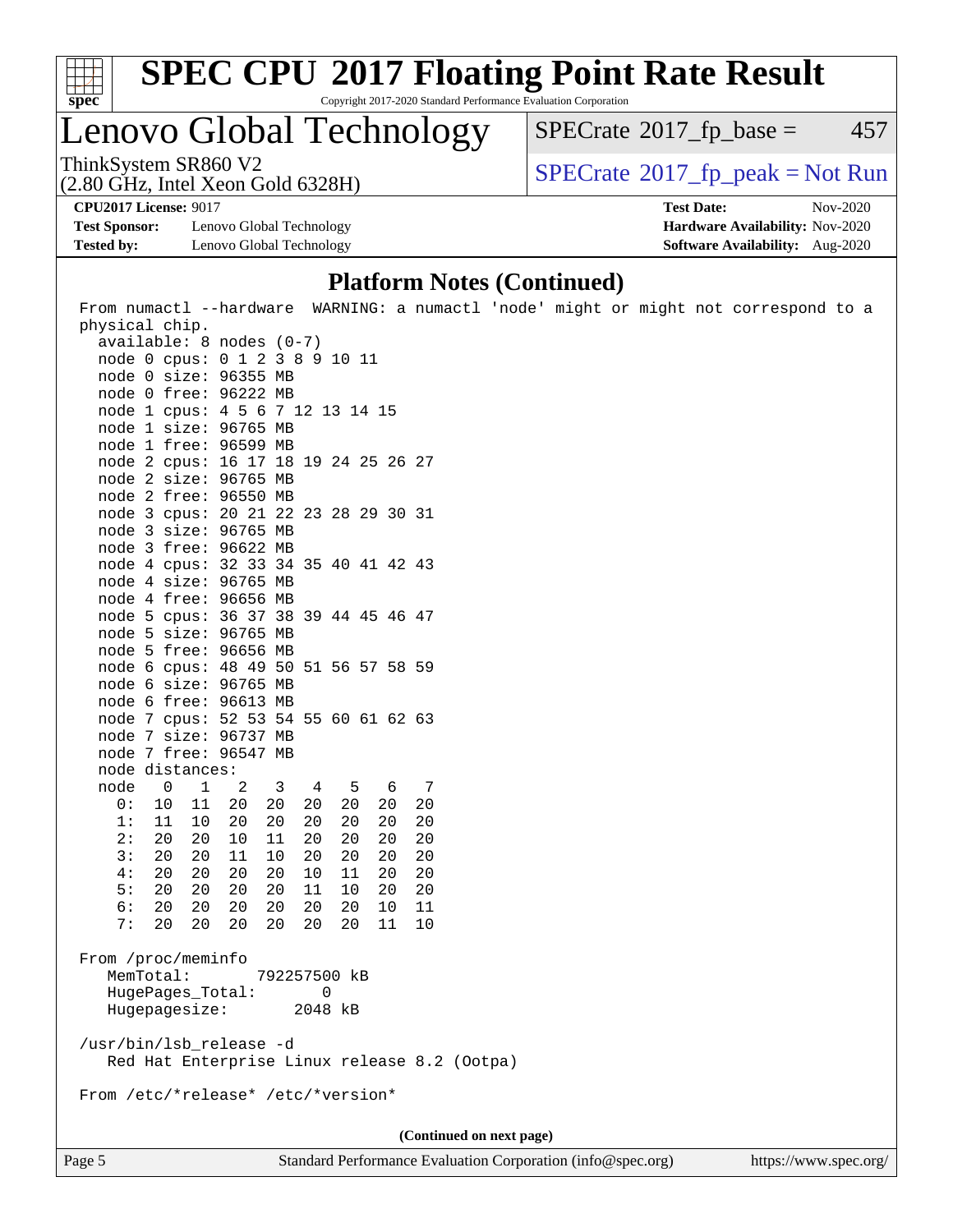# SPEC CPU 2017 Floating Point Rate Result

Copyright 2017-2020 Standard Performance Evaluation Corporation

# Lenovo Global Technology

ThinkSystem SR860 V2
(2.80 GHz, Intel Xeon Gold 6328H)

SPECrate 2017_fp_base = 457

SPECrate 2017_fp_peak = Not Run

**CPU2017 License:** 9017
**Test Sponsor:** Lenovo Global Technology
**Tested by:** Lenovo Global Technology

**Test Date:** Nov-2020
**Hardware Availability:** Nov-2020
**Software Availability:** Aug-2020

## Platform Notes (Continued)

```
From numactl --hardware  WARNING: a numactl 'node' might or might not correspond to a
physical chip.
  available: 8 nodes (0-7)
  node 0 cpus: 0 1 2 3 8 9 10 11
  node 0 size: 96355 MB
  node 0 free: 96222 MB
  node 1 cpus: 4 5 6 7 12 13 14 15
  node 1 size: 96765 MB
  node 1 free: 96599 MB
  node 2 cpus: 16 17 18 19 24 25 26 27
  node 2 size: 96765 MB
  node 2 free: 96550 MB
  node 3 cpus: 20 21 22 23 28 29 30 31
  node 3 size: 96765 MB
  node 3 free: 96622 MB
  node 4 cpus: 32 33 34 35 40 41 42 43
  node 4 size: 96765 MB
  node 4 free: 96656 MB
  node 5 cpus: 36 37 38 39 44 45 46 47
  node 5 size: 96765 MB
  node 5 free: 96656 MB
  node 6 cpus: 48 49 50 51 56 57 58 59
  node 6 size: 96765 MB
  node 6 free: 96613 MB
  node 7 cpus: 52 53 54 55 60 61 62 63
  node 7 size: 96737 MB
  node 7 free: 96547 MB
  node distances:
  node   0   1   2   3   4   5   6   7
    0:  10  11  20  20  20  20  20  20
    1:  11  10  20  20  20  20  20  20
    2:  20  20  10  11  20  20  20  20
    3:  20  20  11  10  20  20  20  20
    4:  20  20  20  20  10  11  20  20
    5:  20  20  20  20  11  10  20  20
    6:  20  20  20  20  20  20  10  11
    7:  20  20  20  20  20  20  11  10

From /proc/meminfo
   MemTotal:       792257500 kB
   HugePages_Total:       0
   Hugepagesize:       2048 kB

/usr/bin/lsb_release -d
   Red Hat Enterprise Linux release 8.2 (Ootpa)

From /etc/*release* /etc/*version*
```

**(Continued on next page)**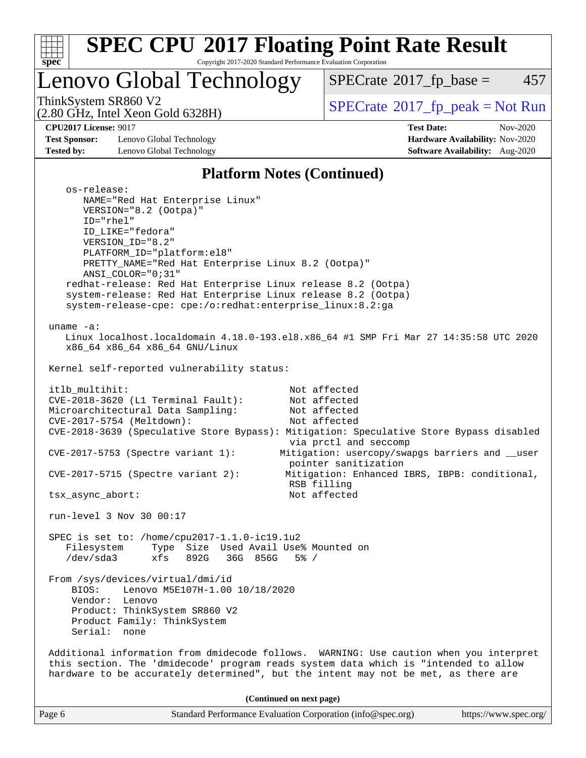## Platform Notes (Continued)

```
   os-release:
      NAME="Red Hat Enterprise Linux"
      VERSION="8.2 (Ootpa)"
      ID="rhel"
      ID_LIKE="fedora"
      VERSION_ID="8.2"
      PLATFORM_ID="platform:el8"
      PRETTY_NAME="Red Hat Enterprise Linux 8.2 (Ootpa)"
      ANSI_COLOR="0;31"
   redhat-release: Red Hat Enterprise Linux release 8.2 (Ootpa)
   system-release: Red Hat Enterprise Linux release 8.2 (Ootpa)
   system-release-cpe: cpe:/o:redhat:enterprise_linux:8.2:ga

uname -a:
   Linux localhost.localdomain 4.18.0-193.el8.x86_64 #1 SMP Fri Mar 27 14:35:58 UTC 2020
   x86_64 x86_64 x86_64 GNU/Linux

Kernel self-reported vulnerability status:

itlb_multihit:                                  Not affected
CVE-2018-3620 (L1 Terminal Fault):              Not affected
Microarchitectural Data Sampling:               Not affected
CVE-2017-5754 (Meltdown):                       Not affected
CVE-2018-3639 (Speculative Store Bypass): Mitigation: Speculative Store Bypass disabled
                                                via prctl and seccomp
CVE-2017-5753 (Spectre variant 1):             Mitigation: usercopy/swapgs barriers and __user
                                                pointer sanitization
CVE-2017-5715 (Spectre variant 2):              Mitigation: Enhanced IBRS, IBPB: conditional,
                                                RSB filling
tsx_async_abort:                                Not affected

run-level 3 Nov 30 00:17

SPEC is set to: /home/cpu2017-1.1.0-ic19.1u2
   Filesystem     Type  Size  Used Avail Use% Mounted on
   /dev/sda3      xfs   892G   36G  856G   5% /

From /sys/devices/virtual/dmi/id
    BIOS:    Lenovo M5E107H-1.00 10/18/2020
    Vendor:  Lenovo
    Product: ThinkSystem SR860 V2
    Product Family: ThinkSystem
    Serial:  none

Additional information from dmidecode follows.  WARNING: Use caution when you interpret
this section. The 'dmidecode' program reads system data which is "intended to allow
hardware to be accurately determined", but the intent may not be met, as there are
```

(Continued on next page)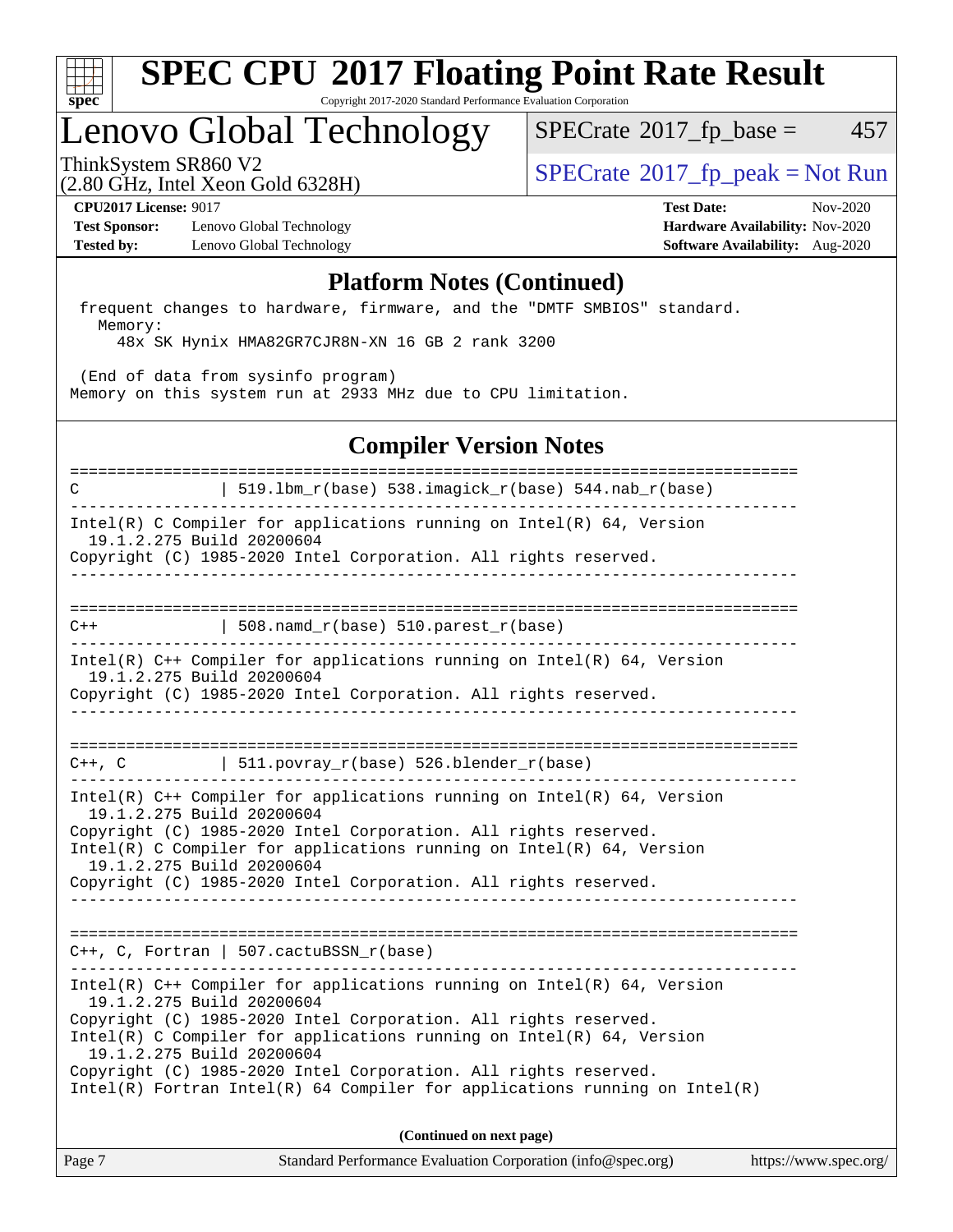## Platform Notes (Continued)

```
 frequent changes to hardware, firmware, and the "DMTF SMBIOS" standard.
   Memory:
     48x SK Hynix HMA82GR7CJR8N-XN 16 GB 2 rank 3200

 (End of data from sysinfo program)
Memory on this system run at 2933 MHz due to CPU limitation.
```

## Compiler Version Notes

```
==============================================================================
C               | 519.lbm_r(base) 538.imagick_r(base) 544.nab_r(base)
------------------------------------------------------------------------------
Intel(R) C Compiler for applications running on Intel(R) 64, Version
  19.1.2.275 Build 20200604
Copyright (C) 1985-2020 Intel Corporation. All rights reserved.
------------------------------------------------------------------------------

==============================================================================
C++             | 508.namd_r(base) 510.parest_r(base)
------------------------------------------------------------------------------
Intel(R) C++ Compiler for applications running on Intel(R) 64, Version
  19.1.2.275 Build 20200604
Copyright (C) 1985-2020 Intel Corporation. All rights reserved.
------------------------------------------------------------------------------

==============================================================================
C++, C          | 511.povray_r(base) 526.blender_r(base)
------------------------------------------------------------------------------
Intel(R) C++ Compiler for applications running on Intel(R) 64, Version
  19.1.2.275 Build 20200604
Copyright (C) 1985-2020 Intel Corporation. All rights reserved.
Intel(R) C Compiler for applications running on Intel(R) 64, Version
  19.1.2.275 Build 20200604
Copyright (C) 1985-2020 Intel Corporation. All rights reserved.
------------------------------------------------------------------------------

==============================================================================
C++, C, Fortran | 507.cactuBSSN_r(base)
------------------------------------------------------------------------------
Intel(R) C++ Compiler for applications running on Intel(R) 64, Version
  19.1.2.275 Build 20200604
Copyright (C) 1985-2020 Intel Corporation. All rights reserved.
Intel(R) C Compiler for applications running on Intel(R) 64, Version
  19.1.2.275 Build 20200604
Copyright (C) 1985-2020 Intel Corporation. All rights reserved.
Intel(R) Fortran Intel(R) 64 Compiler for applications running on Intel(R)
```

**(Continued on next page)**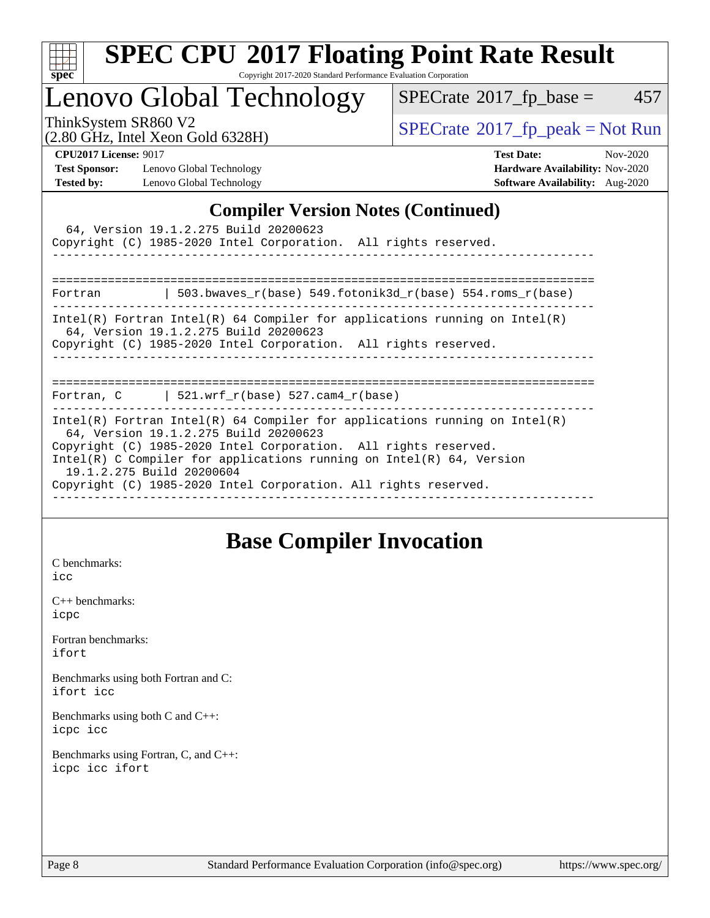## Compiler Version Notes (Continued)

```
  64, Version 19.1.2.275 Build 20200623
Copyright (C) 1985-2020 Intel Corporation.  All rights reserved.
------------------------------------------------------------------------------

==============================================================================
Fortran         | 503.bwaves_r(base) 549.fotonik3d_r(base) 554.roms_r(base)
------------------------------------------------------------------------------
Intel(R) Fortran Intel(R) 64 Compiler for applications running on Intel(R)
  64, Version 19.1.2.275 Build 20200623
Copyright (C) 1985-2020 Intel Corporation.  All rights reserved.
------------------------------------------------------------------------------

==============================================================================
Fortran, C      | 521.wrf_r(base) 527.cam4_r(base)
------------------------------------------------------------------------------
Intel(R) Fortran Intel(R) 64 Compiler for applications running on Intel(R)
  64, Version 19.1.2.275 Build 20200623
Copyright (C) 1985-2020 Intel Corporation.  All rights reserved.
Intel(R) C Compiler for applications running on Intel(R) 64, Version
  19.1.2.275 Build 20200604
Copyright (C) 1985-2020 Intel Corporation. All rights reserved.
------------------------------------------------------------------------------
```

## Base Compiler Invocation

C benchmarks:
icc

C++ benchmarks:
icpc

Fortran benchmarks:
ifort

Benchmarks using both Fortran and C:
ifort icc

Benchmarks using both C and C++:
icpc icc

Benchmarks using Fortran, C, and C++:
icpc icc ifort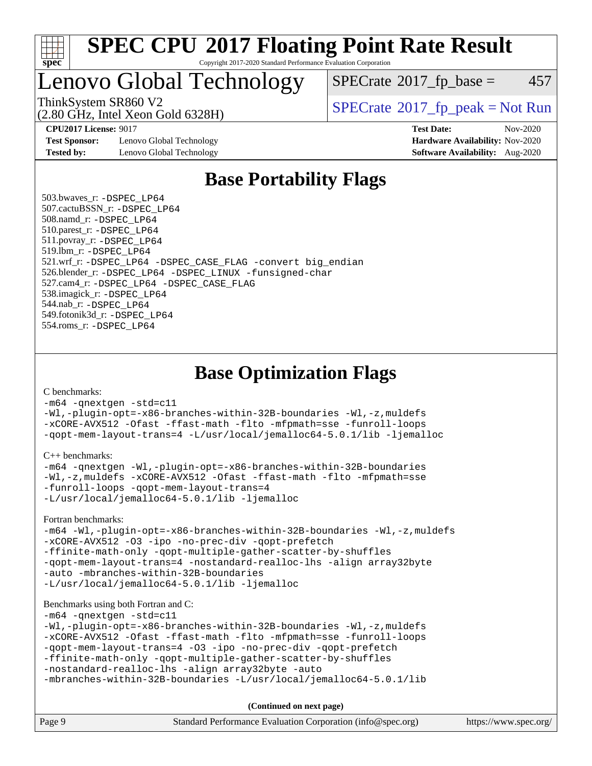# SPEC CPU 2017 Floating Point Rate Result

Copyright 2017-2020 Standard Performance Evaluation Corporation

## Lenovo Global Technology

ThinkSystem SR860 V2
(2.80 GHz, Intel Xeon Gold 6328H)

SPECrate 2017_fp_base = 457

SPECrate 2017_fp_peak = Not Run

**CPU2017 License:** 9017
**Test Sponsor:** Lenovo Global Technology
**Tested by:** Lenovo Global Technology

**Test Date:** Nov-2020
**Hardware Availability:** Nov-2020
**Software Availability:** Aug-2020

## Base Portability Flags

503.bwaves_r: -DSPEC_LP64
507.cactuBSSN_r: -DSPEC_LP64
508.namd_r: -DSPEC_LP64
510.parest_r: -DSPEC_LP64
511.povray_r: -DSPEC_LP64
519.lbm_r: -DSPEC_LP64
521.wrf_r: -DSPEC_LP64 -DSPEC_CASE_FLAG -convert big_endian
526.blender_r: -DSPEC_LP64 -DSPEC_LINUX -funsigned-char
527.cam4_r: -DSPEC_LP64 -DSPEC_CASE_FLAG
538.imagick_r: -DSPEC_LP64
544.nab_r: -DSPEC_LP64
549.fotonik3d_r: -DSPEC_LP64
554.roms_r: -DSPEC_LP64

## Base Optimization Flags

C benchmarks:
```
-m64 -qnextgen -std=c11
-Wl,-plugin-opt=-x86-branches-within-32B-boundaries -Wl,-z,muldefs
-xCORE-AVX512 -Ofast -ffast-math -flto -mfpmath=sse -funroll-loops
-qopt-mem-layout-trans=4 -L/usr/local/jemalloc64-5.0.1/lib -ljemalloc
```

C++ benchmarks:
```
-m64 -qnextgen -Wl,-plugin-opt=-x86-branches-within-32B-boundaries
-Wl,-z,muldefs -xCORE-AVX512 -Ofast -ffast-math -flto -mfpmath=sse
-funroll-loops -qopt-mem-layout-trans=4
-L/usr/local/jemalloc64-5.0.1/lib -ljemalloc
```

Fortran benchmarks:
```
-m64 -Wl,-plugin-opt=-x86-branches-within-32B-boundaries -Wl,-z,muldefs
-xCORE-AVX512 -O3 -ipo -no-prec-div -qopt-prefetch
-ffinite-math-only -qopt-multiple-gather-scatter-by-shuffles
-qopt-mem-layout-trans=4 -nostandard-realloc-lhs -align array32byte
-auto -mbranches-within-32B-boundaries
-L/usr/local/jemalloc64-5.0.1/lib -ljemalloc
```

Benchmarks using both Fortran and C:
```
-m64 -qnextgen -std=c11
-Wl,-plugin-opt=-x86-branches-within-32B-boundaries -Wl,-z,muldefs
-xCORE-AVX512 -Ofast -ffast-math -flto -mfpmath=sse -funroll-loops
-qopt-mem-layout-trans=4 -O3 -ipo -no-prec-div -qopt-prefetch
-ffinite-math-only -qopt-multiple-gather-scatter-by-shuffles
-nostandard-realloc-lhs -align array32byte -auto
-mbranches-within-32B-boundaries -L/usr/local/jemalloc64-5.0.1/lib
```

**(Continued on next page)**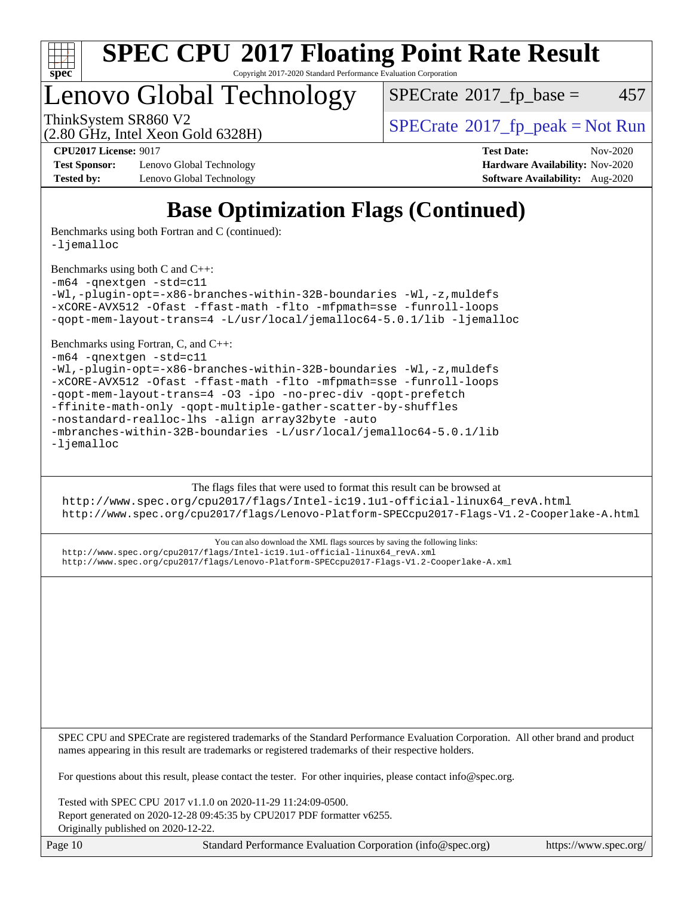# Base Optimization Flags (Continued)

Benchmarks using both Fortran and C (continued):

```
-ljemalloc
```

Benchmarks using both C and C++:

```
-m64 -qnextgen -std=c11
-Wl,-plugin-opt=-x86-branches-within-32B-boundaries -Wl,-z,muldefs
-xCORE-AVX512 -Ofast -ffast-math -flto -mfpmath=sse -funroll-loops
-qopt-mem-layout-trans=4 -L/usr/local/jemalloc64-5.0.1/lib -ljemalloc
```

Benchmarks using Fortran, C, and C++:

```
-m64 -qnextgen -std=c11
-Wl,-plugin-opt=-x86-branches-within-32B-boundaries -Wl,-z,muldefs
-xCORE-AVX512 -Ofast -ffast-math -flto -mfpmath=sse -funroll-loops
-qopt-mem-layout-trans=4 -O3 -ipo -no-prec-div -qopt-prefetch
-ffinite-math-only -qopt-multiple-gather-scatter-by-shuffles
-nostandard-realloc-lhs -align array32byte -auto
-mbranches-within-32B-boundaries -L/usr/local/jemalloc64-5.0.1/lib
-ljemalloc
```

The flags files that were used to format this result can be browsed at
http://www.spec.org/cpu2017/flags/Intel-ic19.1u1-official-linux64_revA.html
http://www.spec.org/cpu2017/flags/Lenovo-Platform-SPECcpu2017-Flags-V1.2-Cooperlake-A.html

You can also download the XML flags sources by saving the following links:
http://www.spec.org/cpu2017/flags/Intel-ic19.1u1-official-linux64_revA.xml
http://www.spec.org/cpu2017/flags/Lenovo-Platform-SPECcpu2017-Flags-V1.2-Cooperlake-A.xml

SPEC CPU and SPECrate are registered trademarks of the Standard Performance Evaluation Corporation. All other brand and product names appearing in this result are trademarks or registered trademarks of their respective holders.

For questions about this result, please contact the tester. For other inquiries, please contact info@spec.org.

Tested with SPEC CPU 2017 v1.1.0 on 2020-11-29 11:24:09-0500.
Report generated on 2020-12-28 09:45:35 by CPU2017 PDF formatter v6255.
Originally published on 2020-12-22.